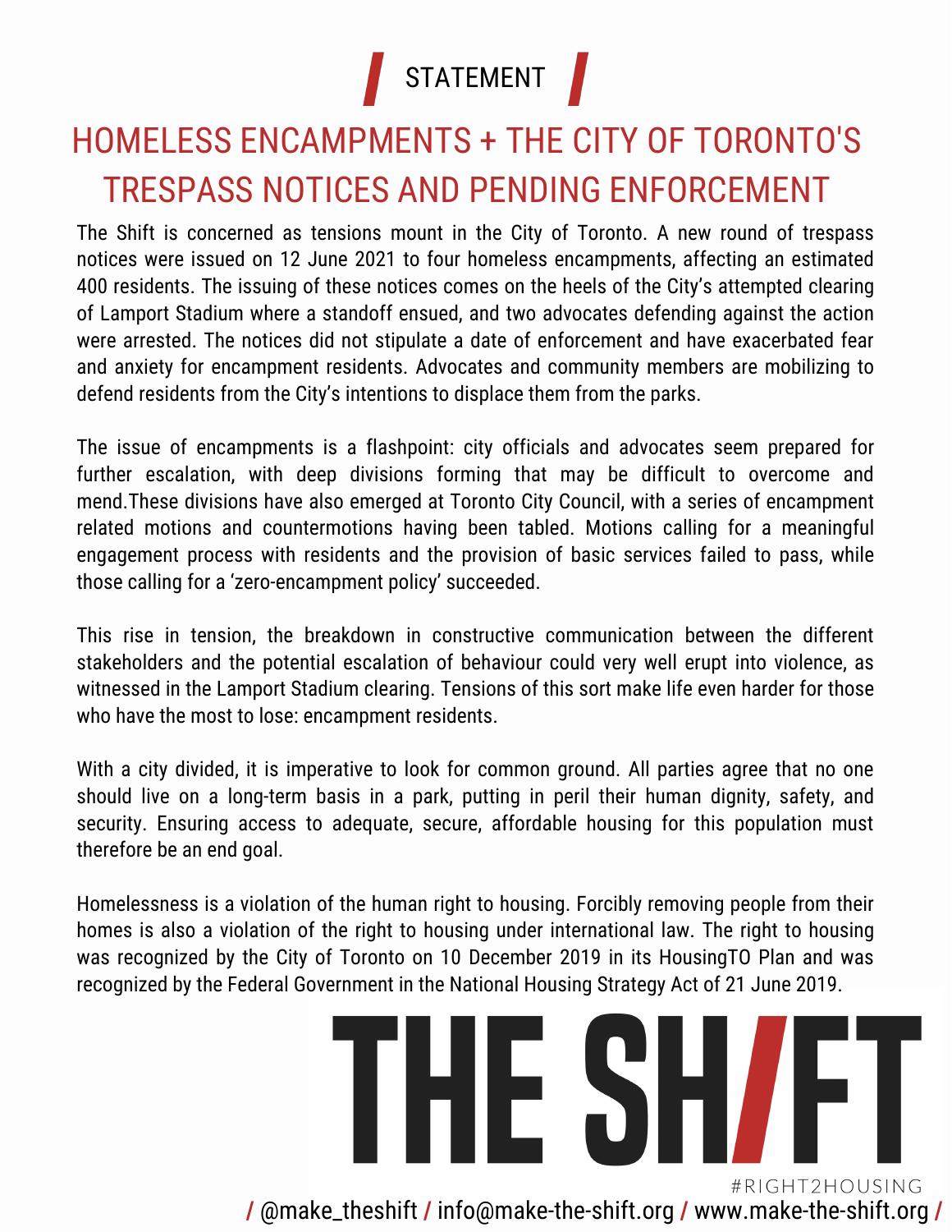STATEMENT

# HOMELESS ENCAMPMENTS + THE CITY OF TORONTO'S TRESPASS NOTICES AND PENDING ENFORCEMENT

The Shift is concerned as tensions mount in the City of Toronto. A new round of trespass notices were issued on 12 June 2021 to four homeless encampments, affecting an estimated 400 residents. The issuing of these notices comes on the heels of the City's attempted clearing of Lamport Stadium where a standoff ensued, and two advocates defending against the action were arrested. The notices did not stipulate a date of enforcement and have exacerbated fear and anxiety for encampment residents. Advocates and community members are mobilizing to defend residents from the City's intentions to displace them from the parks.

The issue of encampments is a flashpoint: city officials and advocates seem prepared for further escalation, with deep divisions forming that may be difficult to overcome and mend.These divisions have also emerged at Toronto City Council, with a series of encampment related motions and countermotions having been tabled. Motions calling for a meaningful engagement process with residents and the provision of basic services failed to pass, while those calling for a 'zero-encampment policy' succeeded.

This rise in tension, the breakdown in constructive communication between the different stakeholders and the potential escalation of behaviour could very well erupt into violence, as witnessed in the Lamport Stadium clearing. Tensions of this sort make life even harder for those who have the most to lose: encampment residents.

With a city divided, it is imperative to look for common ground. All parties agree that no one should live on a long-term basis in a park, putting in peril their human dignity, safety, and security. Ensuring access to adequate, secure, affordable housing for this population must therefore be an end goal.

Homelessness is a violation of the human right to housing. Forcibly removing people from their homes is also a violation of the right to housing under international law. The right to housing was recognized by the City of Toronto on 10 December 2019 in its HousingTO Plan and was recognized by the Federal Government in the National Housing Strategy Act of 21 June 2019.

THE SHIFT

#RIGHT2HOUSING

/ @make_theshift / info@make-the-shift.org / www.make-the-shift.org /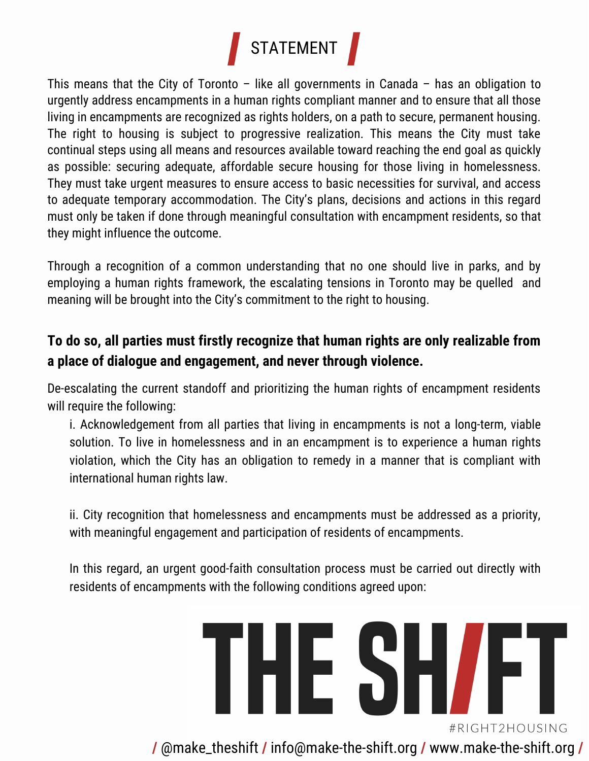# STATEMENT

This means that the City of Toronto – like all governments in Canada – has an obligation to urgently address encampments in a human rights compliant manner and to ensure that all those living in encampments are recognized as rights holders, on a path to secure, permanent housing. The right to housing is subject to progressive realization. This means the City must take continual steps using all means and resources available toward reaching the end goal as quickly as possible: securing adequate, affordable secure housing for those living in homelessness. They must take urgent measures to ensure access to basic necessities for survival, and access to adequate temporary accommodation. The City's plans, decisions and actions in this regard must only be taken if done through meaningful consultation with encampment residents, so that they might influence the outcome.

Through a recognition of a common understanding that no one should live in parks, and by employing a human rights framework, the escalating tensions in Toronto may be quelled and meaning will be brought into the City's commitment to the right to housing.

**To do so, all parties must firstly recognize that human rights are only realizable from a place of dialogue and engagement, and never through violence.**

De-escalating the current standoff and prioritizing the human rights of encampment residents will require the following:

i. Acknowledgement from all parties that living in encampments is not a long-term, viable solution. To live in homelessness and in an encampment is to experience a human rights violation, which the City has an obligation to remedy in a manner that is compliant with international human rights law.

ii. City recognition that homelessness and encampments must be addressed as a priority, with meaningful engagement and participation of residents of encampments.

In this regard, an urgent good-faith consultation process must be carried out directly with residents of encampments with the following conditions agreed upon: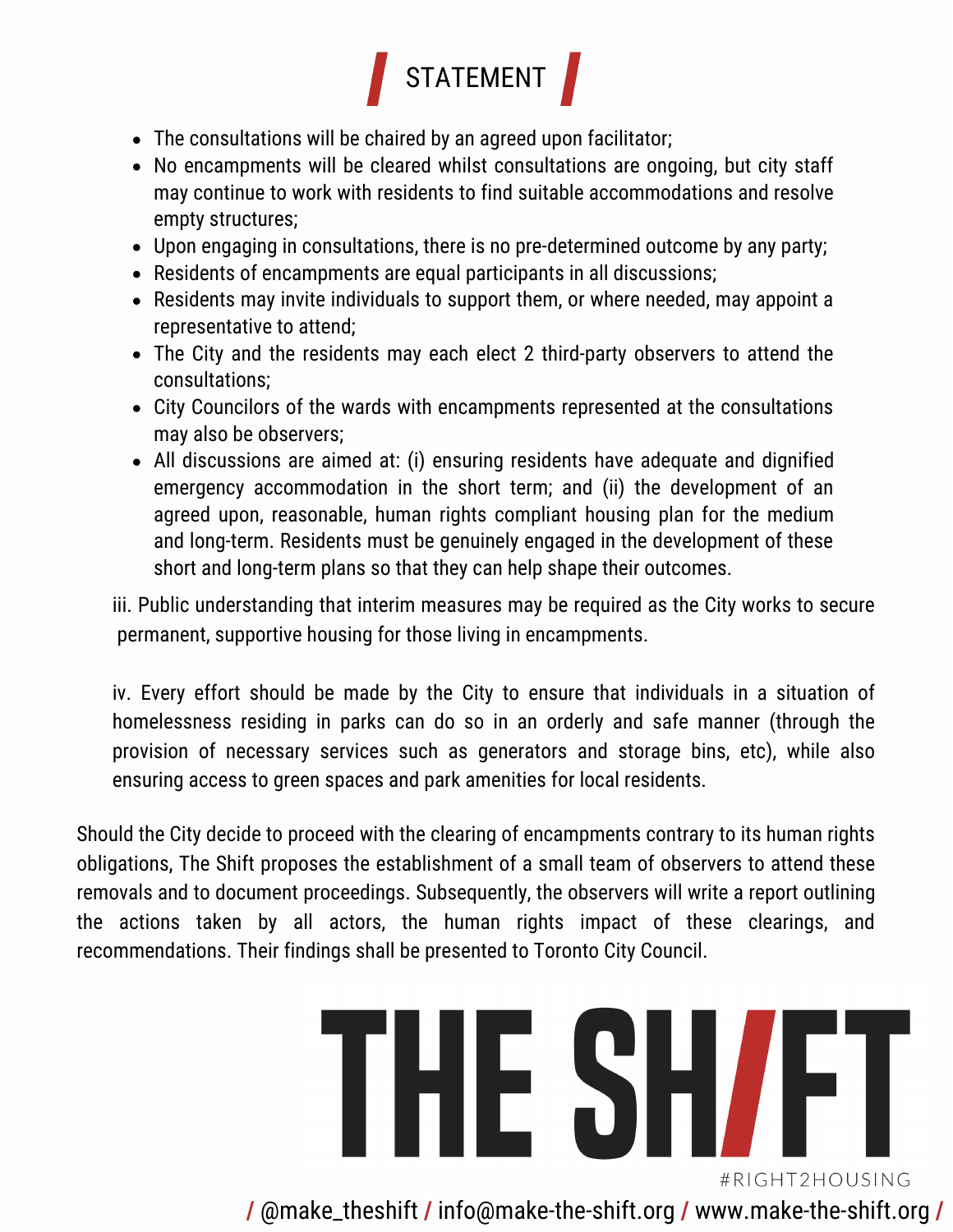# STATEMENT

- The consultations will be chaired by an agreed upon facilitator;
- No encampments will be cleared whilst consultations are ongoing, but city staff may continue to work with residents to find suitable accommodations and resolve empty structures;
- Upon engaging in consultations, there is no pre-determined outcome by any party;
- Residents of encampments are equal participants in all discussions;
- Residents may invite individuals to support them, or where needed, may appoint a representative to attend;
- The City and the residents may each elect 2 third-party observers to attend the consultations;
- City Councilors of the wards with encampments represented at the consultations may also be observers;
- All discussions are aimed at: (i) ensuring residents have adequate and dignified emergency accommodation in the short term; and (ii) the development of an agreed upon, reasonable, human rights compliant housing plan for the medium and long-term. Residents must be genuinely engaged in the development of these short and long-term plans so that they can help shape their outcomes.

iii. Public understanding that interim measures may be required as the City works to secure permanent, supportive housing for those living in encampments.

iv. Every effort should be made by the City to ensure that individuals in a situation of homelessness residing in parks can do so in an orderly and safe manner (through the provision of necessary services such as generators and storage bins, etc), while also ensuring access to green spaces and park amenities for local residents.

Should the City decide to proceed with the clearing of encampments contrary to its human rights obligations, The Shift proposes the establishment of a small team of observers to attend these removals and to document proceedings. Subsequently, the observers will write a report outlining the actions taken by all actors, the human rights impact of these clearings, and recommendations. Their findings shall be presented to Toronto City Council.

THE SHIFT

#RIGHT2HOUSING

/ @make_theshift / info@make-the-shift.org / www.make-the-shift.org /